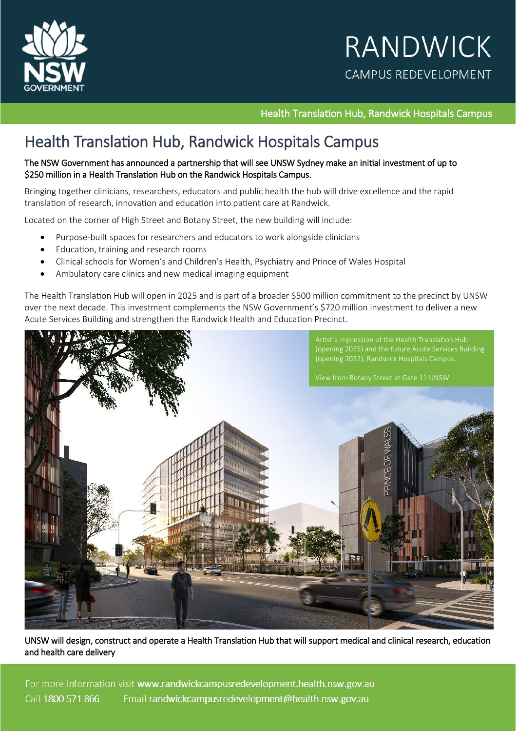RANDWICK

CAMPUS REDEVELOPMENT

Health Translation Hub, Randwick Hospitals Campus

# Health Translation Hub, Randwick Hospitals Campus

**The NSW Government has announced a partnership that will see UNSW Sydney make an initial investment of up to $250 million in a Health Translation Hub on the Randwick Hospitals Campus.**

Bringing together clinicians, researchers, educators and public health the hub will drive excellence and the rapid translation of research, innovation and education into patient care at Randwick.

Located on the corner of High Street and Botany Street, the new building will include:

- Purpose-built spaces for researchers and educators to work alongside clinicians
- Education, training and research rooms
- Clinical schools for Women's and Children's Health, Psychiatry and Prince of Wales Hospital
- Ambulatory care clinics and new medical imaging equipment

The Health Translation Hub will open in 2025 and is part of a broader $500 million commitment to the precinct by UNSW over the next decade. This investment complements the NSW Government's $720 million investment to deliver a new Acute Services Building and strengthen the Randwick Health and Education Precinct.

Artist's impression of the Health Translation Hub (opening 2025) and the future Acute Services Building (opening 2022), Randwick Hospitals Campus.

View from Botany Street at Gate 11 UNSW

**UNSW will design, construct and operate a Health Translation Hub that will support medical and clinical research, education and health care delivery**

For more information visit **www.randwickcampusredevelopment.health.nsw.gov.au**

Call **1800 571 866** Email **randwickcampusredevelopment@health.nsw.gov.au**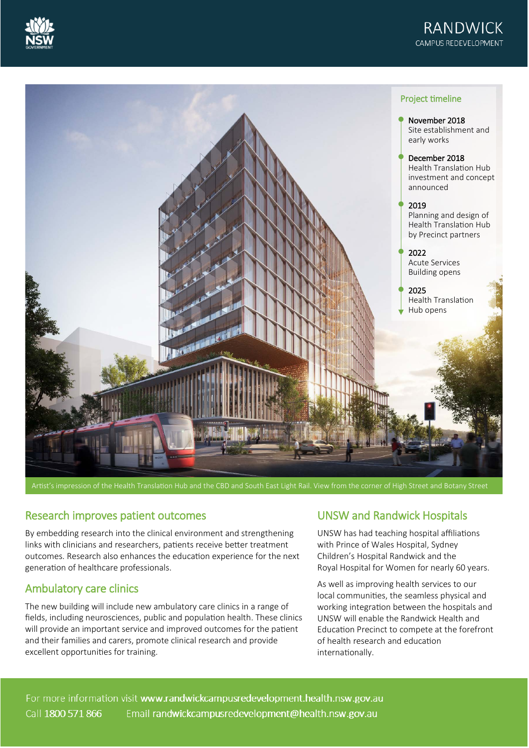RANDWICK
CAMPUS REDEVELOPMENT

## Project timeline

- **November 2018**
  Site establishment and early works
- **December 2018**
  Health Translation Hub investment and concept announced
- **2019**
  Planning and design of Health Translation Hub by Precinct partners
- **2022**
  Acute Services Building opens
- **2025**
  Health Translation Hub opens

Artist's impression of the Health Translation Hub and the CBD and South East Light Rail. View from the corner of High Street and Botany Street

## Research improves patient outcomes

By embedding research into the clinical environment and strengthening links with clinicians and researchers, patients receive better treatment outcomes. Research also enhances the education experience for the next generation of healthcare professionals.

## Ambulatory care clinics

The new building will include new ambulatory care clinics in a range of fields, including neurosciences, public and population health. These clinics will provide an important service and improved outcomes for the patient and their families and carers, promote clinical research and provide excellent opportunities for training.

## UNSW and Randwick Hospitals

UNSW has had teaching hospital affiliations with Prince of Wales Hospital, Sydney Children's Hospital Randwick and the Royal Hospital for Women for nearly 60 years.

As well as improving health services to our local communities, the seamless physical and working integration between the hospitals and UNSW will enable the Randwick Health and Education Precinct to compete at the forefront of health research and education internationally.

For more information visit **www.randwickcampusredevelopment.health.nsw.gov.au**

Call **1800 571 866** Email **randwickcampusredevelopment@health.nsw.gov.au**